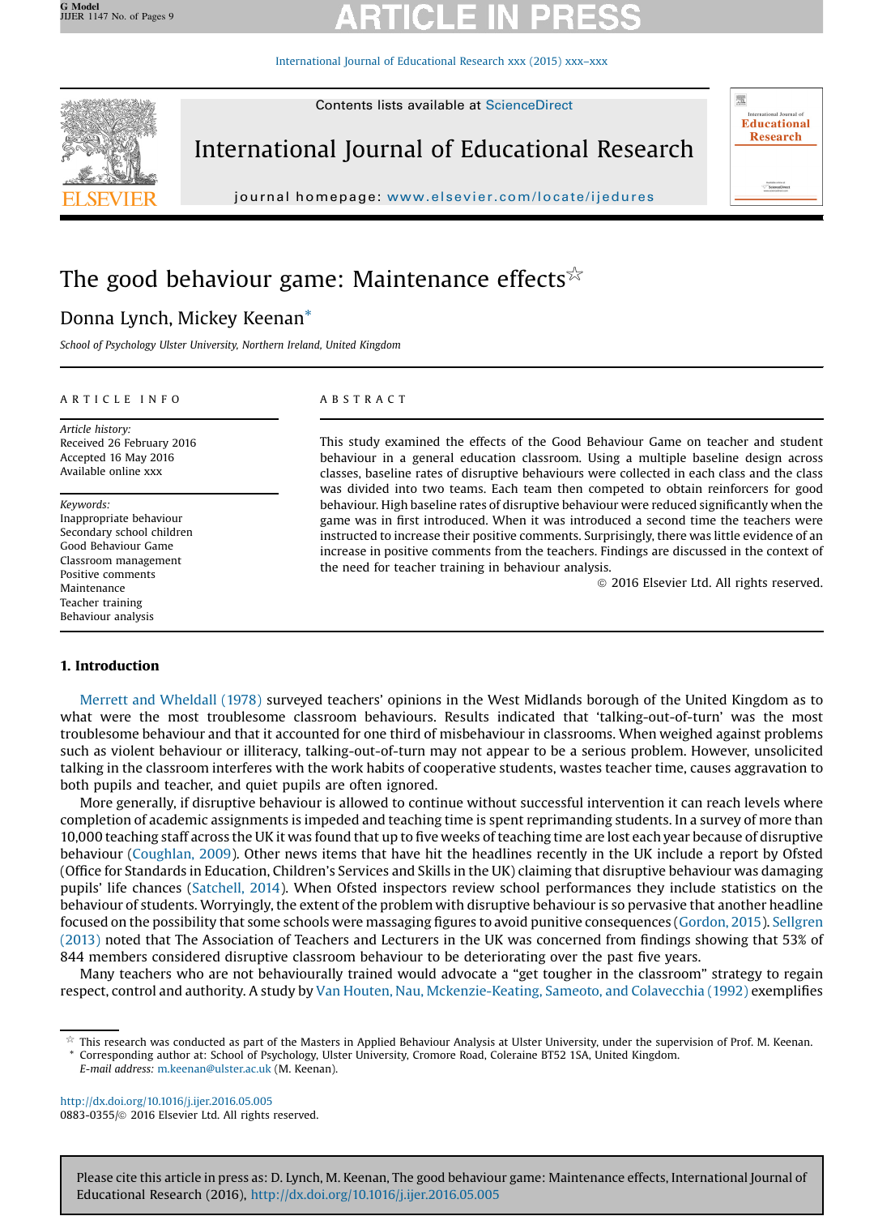# The good behaviour game: Maintenance effects☆

Donna Lynch, Mickey Keenan*

*School of Psychology Ulster University, Northern Ireland, United Kingdom*

ARTICLE INFO

*Article history:*
Received 26 February 2016
Accepted 16 May 2016
Available online xxx

*Keywords:*
Inappropriate behaviour
Secondary school children
Good Behaviour Game
Classroom management
Positive comments
Maintenance
Teacher training
Behaviour analysis

ABSTRACT

This study examined the effects of the Good Behaviour Game on teacher and student behaviour in a general education classroom. Using a multiple baseline design across classes, baseline rates of disruptive behaviours were collected in each class and the class was divided into two teams. Each team then competed to obtain reinforcers for good behaviour. High baseline rates of disruptive behaviour were reduced significantly when the game was in first introduced. When it was introduced a second time the teachers were instructed to increase their positive comments. Surprisingly, there was little evidence of an increase in positive comments from the teachers. Findings are discussed in the context of the need for teacher training in behaviour analysis.

© 2016 Elsevier Ltd. All rights reserved.

## 1. Introduction

Merrett and Wheldall (1978) surveyed teachers' opinions in the West Midlands borough of the United Kingdom as to what were the most troublesome classroom behaviours. Results indicated that 'talking-out-of-turn' was the most troublesome behaviour and that it accounted for one third of misbehaviour in classrooms. When weighed against problems such as violent behaviour or illiteracy, talking-out-of-turn may not appear to be a serious problem. However, unsolicited talking in the classroom interferes with the work habits of cooperative students, wastes teacher time, causes aggravation to both pupils and teacher, and quiet pupils are often ignored.

More generally, if disruptive behaviour is allowed to continue without successful intervention it can reach levels where completion of academic assignments is impeded and teaching time is spent reprimanding students. In a survey of more than 10,000 teaching staff across the UK it was found that up to five weeks of teaching time are lost each year because of disruptive behaviour (Coughlan, 2009). Other news items that have hit the headlines recently in the UK include a report by Ofsted (Office for Standards in Education, Children's Services and Skills in the UK) claiming that disruptive behaviour was damaging pupils' life chances (Satchell, 2014). When Ofsted inspectors review school performances they include statistics on the behaviour of students. Worryingly, the extent of the problem with disruptive behaviour is so pervasive that another headline focused on the possibility that some schools were massaging figures to avoid punitive consequences (Gordon, 2015). Sellgren (2013) noted that The Association of Teachers and Lecturers in the UK was concerned from findings showing that 53% of 844 members considered disruptive classroom behaviour to be deteriorating over the past five years.

Many teachers who are not behaviourally trained would advocate a "get tougher in the classroom" strategy to regain respect, control and authority. A study by Van Houten, Nau, Mckenzie-Keating, Sameoto, and Colavecchia (1992) exemplifies

☆ This research was conducted as part of the Masters in Applied Behaviour Analysis at Ulster University, under the supervision of Prof. M. Keenan.
* Corresponding author at: School of Psychology, Ulster University, Cromore Road, Coleraine BT52 1SA, United Kingdom.
*E-mail address:* m.keenan@ulster.ac.uk (M. Keenan).

http://dx.doi.org/10.1016/j.ijer.2016.05.005
0883-0355/© 2016 Elsevier Ltd. All rights reserved.

Please cite this article in press as: D. Lynch, M. Keenan, The good behaviour game: Maintenance effects, International Journal of Educational Research (2016), http://dx.doi.org/10.1016/j.ijer.2016.05.005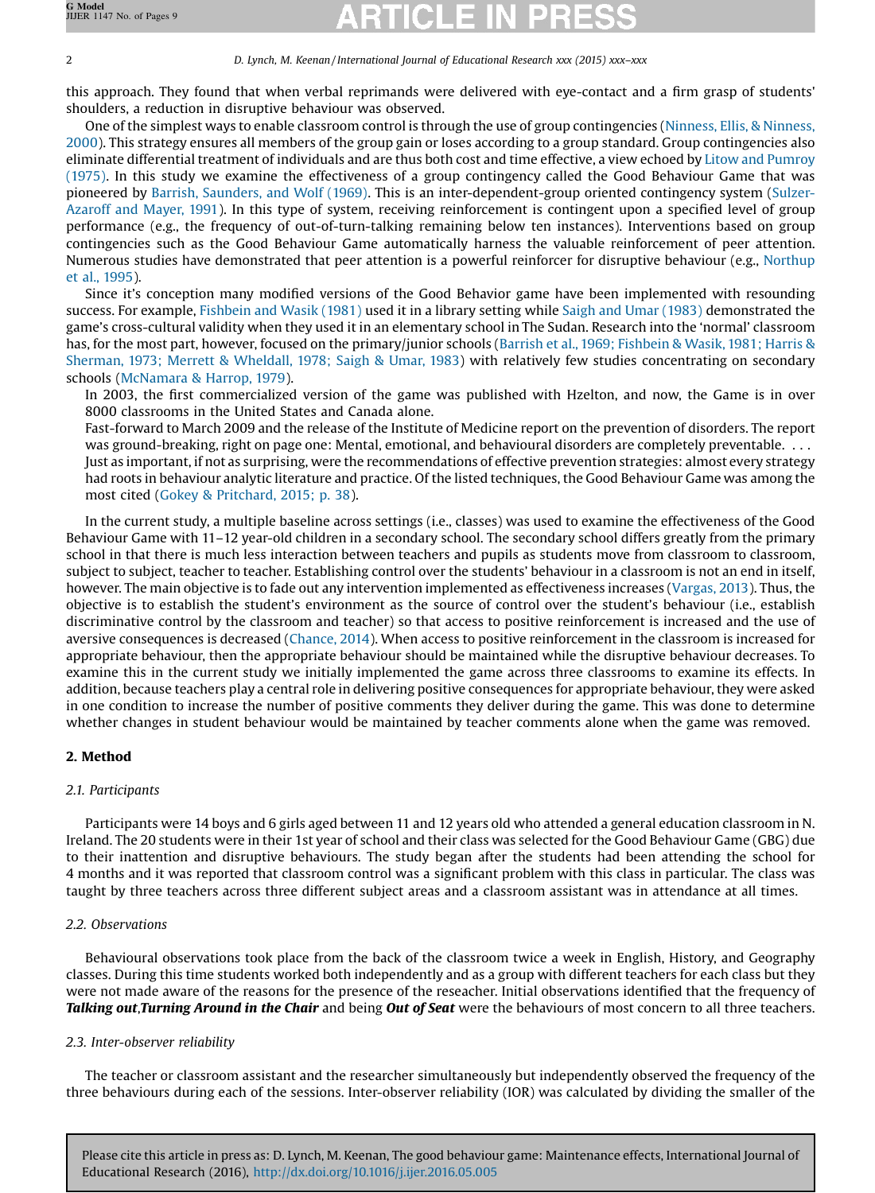this approach. They found that when verbal reprimands were delivered with eye-contact and a firm grasp of students' shoulders, a reduction in disruptive behaviour was observed.

One of the simplest ways to enable classroom control is through the use of group contingencies (Ninness, Ellis, & Ninness, 2000). This strategy ensures all members of the group gain or loses according to a group standard. Group contingencies also eliminate differential treatment of individuals and are thus both cost and time effective, a view echoed by Litow and Pumroy (1975). In this study we examine the effectiveness of a group contingency called the Good Behaviour Game that was pioneered by Barrish, Saunders, and Wolf (1969). This is an inter-dependent-group oriented contingency system (Sulzer-Azaroff and Mayer, 1991). In this type of system, receiving reinforcement is contingent upon a specified level of group performance (e.g., the frequency of out-of-turn-talking remaining below ten instances). Interventions based on group contingencies such as the Good Behaviour Game automatically harness the valuable reinforcement of peer attention. Numerous studies have demonstrated that peer attention is a powerful reinforcer for disruptive behaviour (e.g., Northup et al., 1995).

Since it's conception many modified versions of the Good Behavior game have been implemented with resounding success. For example, Fishbein and Wasik (1981) used it in a library setting while Saigh and Umar (1983) demonstrated the game's cross-cultural validity when they used it in an elementary school in The Sudan. Research into the 'normal' classroom has, for the most part, however, focused on the primary/junior schools (Barrish et al., 1969; Fishbein & Wasik, 1981; Harris & Sherman, 1973; Merrett & Wheldall, 1978; Saigh & Umar, 1983) with relatively few studies concentrating on secondary schools (McNamara & Harrop, 1979).

> In 2003, the first commercialized version of the game was published with Hzelton, and now, the Game is in over 8000 classrooms in the United States and Canada alone.
>
> Fast-forward to March 2009 and the release of the Institute of Medicine report on the prevention of disorders. The report was ground-breaking, right on page one: Mental, emotional, and behavioural disorders are completely preventable. . . .
>
> Just as important, if not as surprising, were the recommendations of effective prevention strategies: almost every strategy had roots in behaviour analytic literature and practice. Of the listed techniques, the Good Behaviour Game was among the most cited (Gokey & Pritchard, 2015; p. 38).

In the current study, a multiple baseline across settings (i.e., classes) was used to examine the effectiveness of the Good Behaviour Game with 11–12 year-old children in a secondary school. The secondary school differs greatly from the primary school in that there is much less interaction between teachers and pupils as students move from classroom to classroom, subject to subject, teacher to teacher. Establishing control over the students' behaviour in a classroom is not an end in itself, however. The main objective is to fade out any intervention implemented as effectiveness increases (Vargas, 2013). Thus, the objective is to establish the student's environment as the source of control over the student's behaviour (i.e., establish discriminative control by the classroom and teacher) so that access to positive reinforcement is increased and the use of aversive consequences is decreased (Chance, 2014). When access to positive reinforcement in the classroom is increased for appropriate behaviour, then the appropriate behaviour should be maintained while the disruptive behaviour decreases. To examine this in the current study we initially implemented the game across three classrooms to examine its effects. In addition, because teachers play a central role in delivering positive consequences for appropriate behaviour, they were asked in one condition to increase the number of positive comments they deliver during the game. This was done to determine whether changes in student behaviour would be maintained by teacher comments alone when the game was removed.

## 2. Method

### 2.1. Participants

Participants were 14 boys and 6 girls aged between 11 and 12 years old who attended a general education classroom in N. Ireland. The 20 students were in their 1st year of school and their class was selected for the Good Behaviour Game (GBG) due to their inattention and disruptive behaviours. The study began after the students had been attending the school for 4 months and it was reported that classroom control was a significant problem with this class in particular. The class was taught by three teachers across three different subject areas and a classroom assistant was in attendance at all times.

### 2.2. Observations

Behavioural observations took place from the back of the classroom twice a week in English, History, and Geography classes. During this time students worked both independently and as a group with different teachers for each class but they were not made aware of the reasons for the presence of the reseacher. Initial observations identified that the frequency of ***Talking out***,***Turning Around in the Chair*** and being ***Out of Seat*** were the behaviours of most concern to all three teachers.

### 2.3. Inter-observer reliability

The teacher or classroom assistant and the researcher simultaneously but independently observed the frequency of the three behaviours during each of the sessions. Inter-observer reliability (IOR) was calculated by dividing the smaller of the

Please cite this article in press as: D. Lynch, M. Keenan, The good behaviour game: Maintenance effects, International Journal of Educational Research (2016), http://dx.doi.org/10.1016/j.ijer.2016.05.005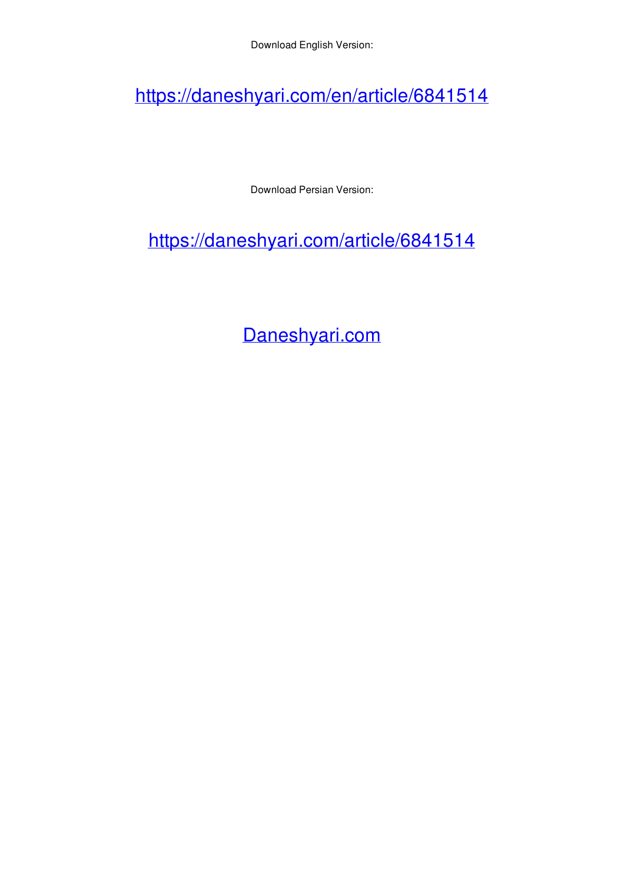Download English Version:

https://daneshyari.com/en/article/6841514

Download Persian Version:

https://daneshyari.com/article/6841514

Daneshyari.com